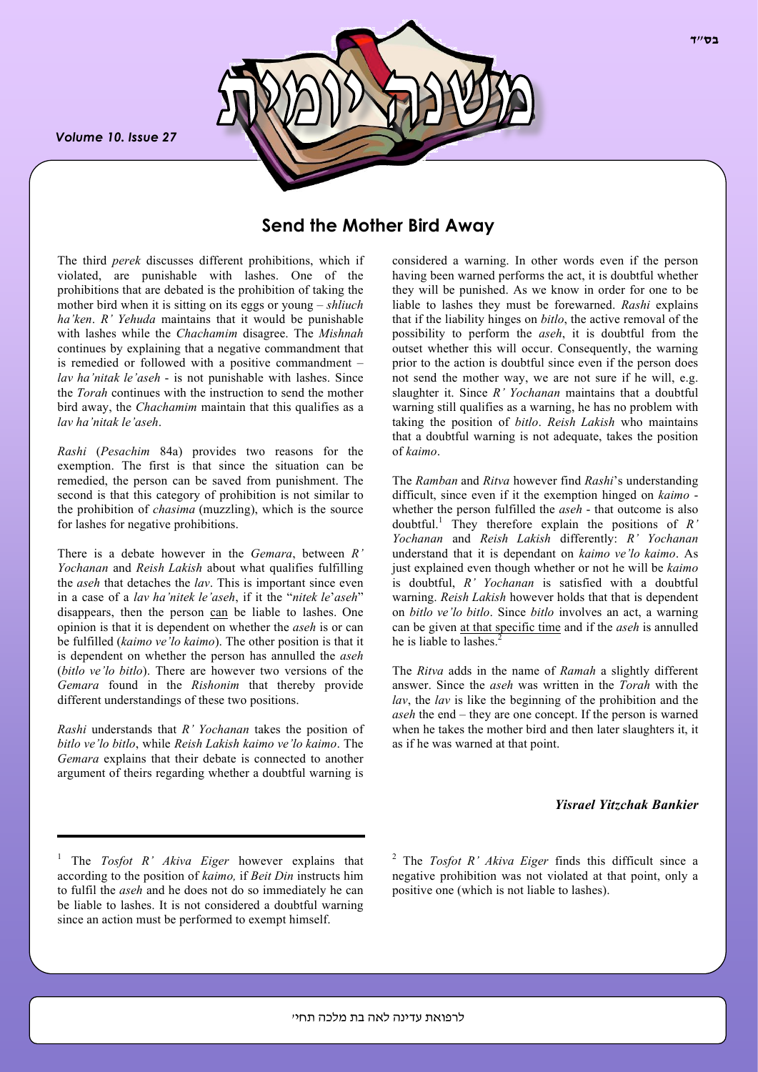# Send the Mother Bird Away

The third *perek* discusses different prohibitions, which if violated, are punishable with lashes. One of the prohibitions that are debated is the prohibition of taking the mother bird when it is sitting on its eggs or young – *shliuch ha'ken*. *R' Yehuda* maintains that it would be punishable with lashes while the *Chachamim* disagree. The *Mishnah* continues by explaining that a negative commandment that is remedied or followed with a positive commandment – *lav ha'nitak le'aseh* - is not punishable with lashes. Since the *Torah* continues with the instruction to send the mother bird away, the *Chachamim* maintain that this qualifies as a *lav ha'nitak le'aseh*.

*Rashi* (*Pesachim* 84a) provides two reasons for the exemption. The first is that since the situation can be remedied, the person can be saved from punishment. The second is that this category of prohibition is not similar to the prohibition of *chasima* (muzzling), which is the source for lashes for negative prohibitions.

There is a debate however in the *Gemara*, between *R' Yochanan* and *Reish Lakish* about what qualifies fulfilling the *aseh* that detaches the *lav*. This is important since even in a case of a *lav ha'nitek le'aseh*, if it the "*nitek le*'*aseh*" disappears, then the person can be liable to lashes. One opinion is that it is dependent on whether the *aseh* is or can be fulfilled (*kaimo ve'lo kaimo*). The other position is that it is dependent on whether the person has annulled the *aseh* (*bitlo ve'lo bitlo*). There are however two versions of the *Gemara* found in the *Rishonim* that thereby provide different understandings of these two positions.

*Rashi* understands that *R' Yochanan* takes the position of *bitlo ve'lo bitlo*, while *Reish Lakish kaimo ve'lo kaimo*. The *Gemara* explains that their debate is connected to another argument of theirs regarding whether a doubtful warning is considered a warning. In other words even if the person having been warned performs the act, it is doubtful whether they will be punished. As we know in order for one to be liable to lashes they must be forewarned. *Rashi* explains that if the liability hinges on *bitlo*, the active removal of the possibility to perform the *aseh*, it is doubtful from the outset whether this will occur. Consequently, the warning prior to the action is doubtful since even if the person does not send the mother way, we are not sure if he will, e.g. slaughter it. Since *R' Yochanan* maintains that a doubtful warning still qualifies as a warning, he has no problem with taking the position of *bitlo*. *Reish Lakish* who maintains that a doubtful warning is not adequate, takes the position of *kaimo*.

The *Ramban* and *Ritva* however find *Rashi*'s understanding difficult, since even if it the exemption hinged on *kaimo* - whether the person fulfilled the *aseh* - that outcome is also doubtful.[1] They therefore explain the positions of *R' Yochanan* and *Reish Lakish* differently: *R' Yochanan* understand that it is dependant on *kaimo ve'lo kaimo*. As just explained even though whether or not he will be *kaimo* is doubtful, *R' Yochanan* is satisfied with a doubtful warning. *Reish Lakish* however holds that that is dependent on *bitlo ve'lo bitlo*. Since *bitlo* involves an act, a warning can be given at that specific time and if the *aseh* is annulled he is liable to lashes.[2]

The *Ritva* adds in the name of *Ramah* a slightly different answer. Since the *aseh* was written in the *Torah* with the *lav*, the *lav* is like the beginning of the prohibition and the *aseh* the end – they are one concept. If the person is warned when he takes the mother bird and then later slaughters it, it as if he was warned at that point.

***Yisrael Yitzchak Bankier***

---

[1] The *Tosfot R' Akiva Eiger* however explains that according to the position of *kaimo,* if *Beit Din* instructs him to fulfil the *aseh* and he does not do so immediately he can be liable to lashes. It is not considered a doubtful warning since an action must be performed to exempt himself.

[2] The *Tosfot R' Akiva Eiger* finds this difficult since a negative prohibition was not violated at that point, only a positive one (which is not liable to lashes).

לרפואת עדינה לאה בת מלכה תחי'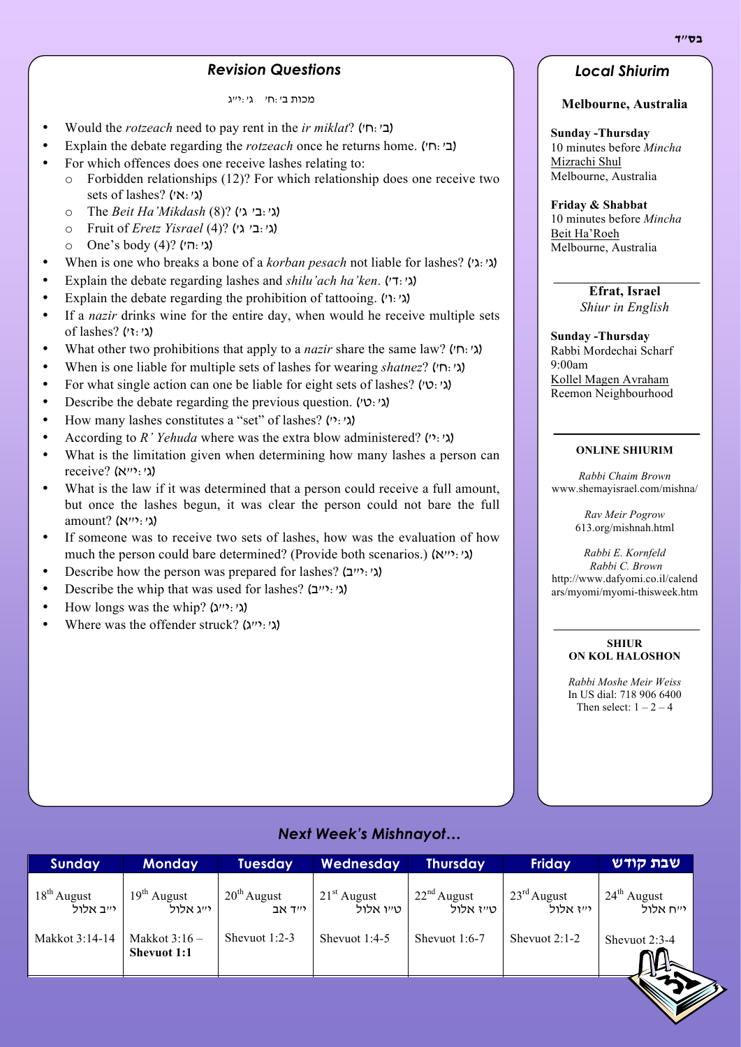## Revision Questions

מכות ב':ח' - ג':י"ג

- Would the *rotzeach* need to pay rent in the *ir miklat*? (ב':ח')
- Explain the debate regarding the *rotzeach* once he returns home. (ב':ח')
- For which offences does one receive lashes relating to:
  - Forbidden relationships (12)? For which relationship does one receive two sets of lashes? (ג':א')
  - The *Beit Ha'Mikdash* (8)? (ג':ב' ג')
  - Fruit of *Eretz Yisrael* (4)? (ג':ב' ג')
  - One's body (4)? (ג':ה')
- When is one who breaks a bone of a *korban pesach* not liable for lashes? (ג':ג')
- Explain the debate regarding lashes and *shilu'ach ha'ken*. (ג':ד')
- Explain the debate regarding the prohibition of tattooing. (ג':ו')
- If a *nazir* drinks wine for the entire day, when would he receive multiple sets of lashes? (ג':ז')
- What other two prohibitions that apply to a *nazir* share the same law? (ג':ח')
- When is one liable for multiple sets of lashes for wearing *shatnez*? (ג':ח')
- For what single action can one be liable for eight sets of lashes? (ג':ט')
- Describe the debate regarding the previous question. (ג':ט')
- How many lashes constitutes a "set" of lashes? (ג':י')
- According to *R' Yehuda* where was the extra blow administered? (ג':י')
- What is the limitation given when determining how many lashes a person can receive? (ג':י"א)
- What is the law if it was determined that a person could receive a full amount, but once the lashes begun, it was clear the person could not bare the full amount? (ג':י"א)
- If someone was to receive two sets of lashes, how was the evaluation of how much the person could bare determined? (Provide both scenarios.) (ג':י"א)
- Describe how the person was prepared for lashes? (ג':י"ב)
- Describe the whip that was used for lashes? (ג':י"ב)
- How longs was the whip? (ג':י"ג)
- Where was the offender struck? (ג':י"ג)

## Local Shiurim

**Melbourne, Australia**

**Sunday -Thursday**
10 minutes before *Mincha*
Mizrachi Shul
Melbourne, Australia

**Friday & Shabbat**
10 minutes before *Mincha*
Beit Ha'Roeh
Melbourne, Australia

**Efrat, Israel**
*Shiur in English*

**Sunday -Thursday**
Rabbi Mordechai Scharf
9:00am
Kollel Magen Avraham
Reemon Neighbourhood

**ONLINE SHIURIM**

*Rabbi Chaim Brown*
www.shemayisrael.com/mishna/

*Rav Meir Pogrow*
613.org/mishnah.html

*Rabbi E. Kornfeld*
*Rabbi C. Brown*
http://www.dafyomi.co.il/calendars/myomi/myomi-thisweek.htm

**SHIUR ON KOL HALOSHON**

*Rabbi Moshe Meir Weiss*
In US dial: 718 906 6400
Then select: 1 – 2 – 4

## Next Week's Mishnayot…

| Sunday | Monday | Tuesday | Wednesday | Thursday | Friday | שבת קודש |
|---|---|---|---|---|---|---|
| 18th August י"ב אלול | 19th August י"ג אלול | 20th August י"ד אב | 21st August ט"ו אלול | 22nd August ט"ז אלול | 23rd August י"ז אלול | 24th August י"ח אלול |
| Makkot 3:14-14 | Makkot 3:16 – **Shevuot 1:1** | Shevuot 1:2-3 | Shevuot 1:4-5 | Shevuot 1:6-7 | Shevuot 2:1-2 | Shevuot 2:3-4 |